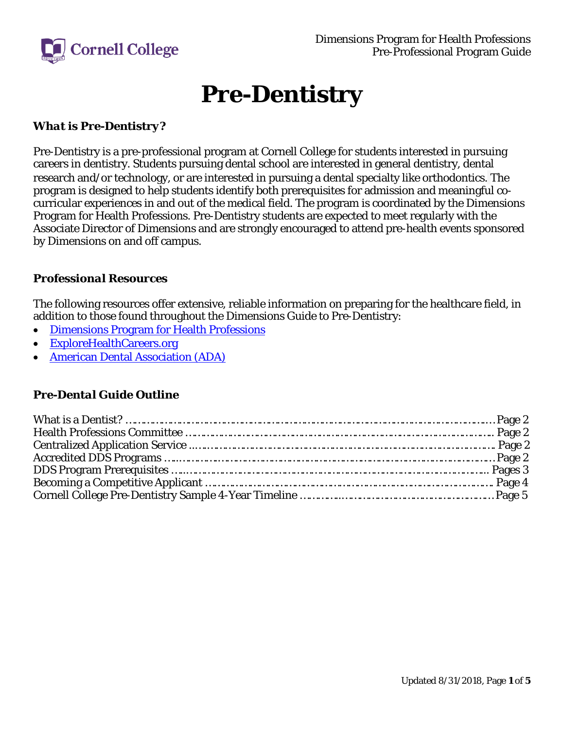# Pre-Dentistry

### *What is Pre-Dentistry?*

Pre-Dentistry is a pre-professional program at Cornell College for students interested in pursuing careers in dentistry. Students pursuing dental school are interested in general dentistry, dental research and/or technology, or are interested in pursuing a dental specialty like orthodontics. The program is designed to help students identify both prerequisites for admission and meaningful co-curricular experiences in and out of the medical field. The program is coordinated by the Dimensions Program for Health Professions. Pre-Dentistry students are expected to meet regularly with the Associate Director of Dimensions and are strongly encouraged to attend pre-health events sponsored by Dimensions on and off campus.

### *Professional Resources*

The following resources offer extensive, reliable information on preparing for the healthcare field, in addition to those found throughout the Dimensions Guide to Pre-Dentistry:

- Dimensions Program for Health Professions
- ExploreHealthCareers.org
- American Dental Association (ADA)

### *Pre-Dental Guide Outline*

What is a Dentist? …… Page 2
Health Professions Committee …… Page 2
Centralized Application Service …… Page 2
Accredited DDS Programs …… Page 2
DDS Program Prerequisites …… Pages 3
Becoming a Competitive Applicant …… Page 4
Cornell College Pre-Dentistry Sample 4-Year Timeline …… Page 5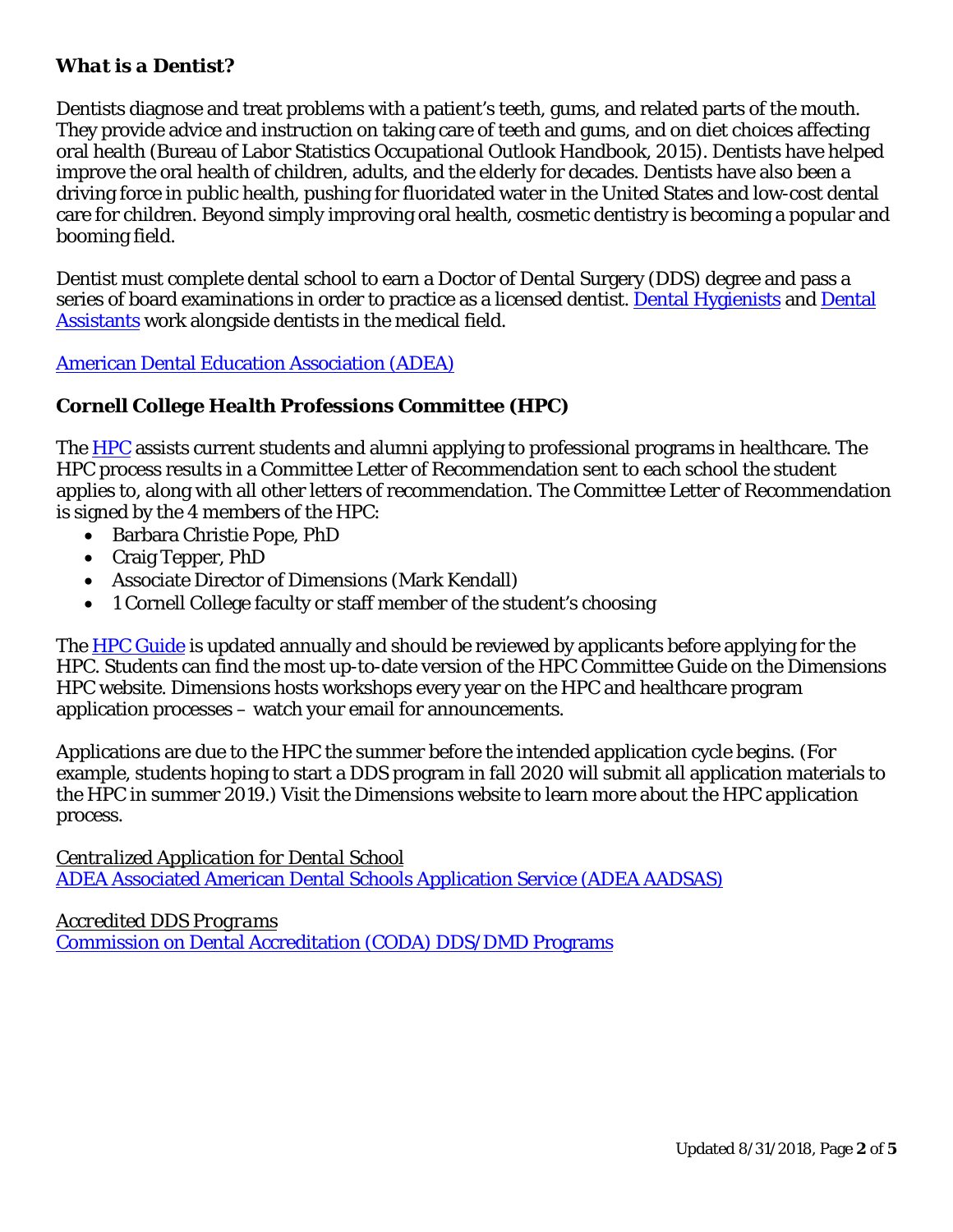### *What is a Dentist?*

Dentists diagnose and treat problems with a patient's teeth, gums, and related parts of the mouth. They provide advice and instruction on taking care of teeth and gums, and on diet choices affecting oral health (Bureau of Labor Statistics Occupational Outlook Handbook, 2015). Dentists have helped improve the oral health of children, adults, and the elderly for decades. Dentists have also been a driving force in public health, pushing for fluoridated water in the United States and low-cost dental care for children. Beyond simply improving oral health, cosmetic dentistry is becoming a popular and booming field.

Dentist must complete dental school to earn a Doctor of Dental Surgery (DDS) degree and pass a series of board examinations in order to practice as a licensed dentist. Dental Hygienists and Dental Assistants work alongside dentists in the medical field.

American Dental Education Association (ADEA)

### *Cornell College Health Professions Committee (HPC)*

The HPC assists current students and alumni applying to professional programs in healthcare. The HPC process results in a Committee Letter of Recommendation sent to each school the student applies to, along with all other letters of recommendation. The Committee Letter of Recommendation is signed by the 4 members of the HPC:

- Barbara Christie Pope, PhD
- Craig Tepper, PhD
- Associate Director of Dimensions (Mark Kendall)
- 1 Cornell College faculty or staff member of the student's choosing

The HPC Guide is updated annually and should be reviewed by applicants before applying for the HPC. Students can find the most up-to-date version of the HPC Committee Guide on the Dimensions HPC website. Dimensions hosts workshops every year on the HPC and healthcare program application processes – watch your email for announcements.

Applications are due to the HPC the summer before the intended application cycle begins. (For example, students hoping to start a DDS program in fall 2020 will submit all application materials to the HPC in summer 2019.) Visit the Dimensions website to learn more about the HPC application process.

*Centralized Application for Dental School*
ADEA Associated American Dental Schools Application Service (ADEA AADSAS)

*Accredited DDS Programs*
Commission on Dental Accreditation (CODA) DDS/DMD Programs

Updated 8/31/2018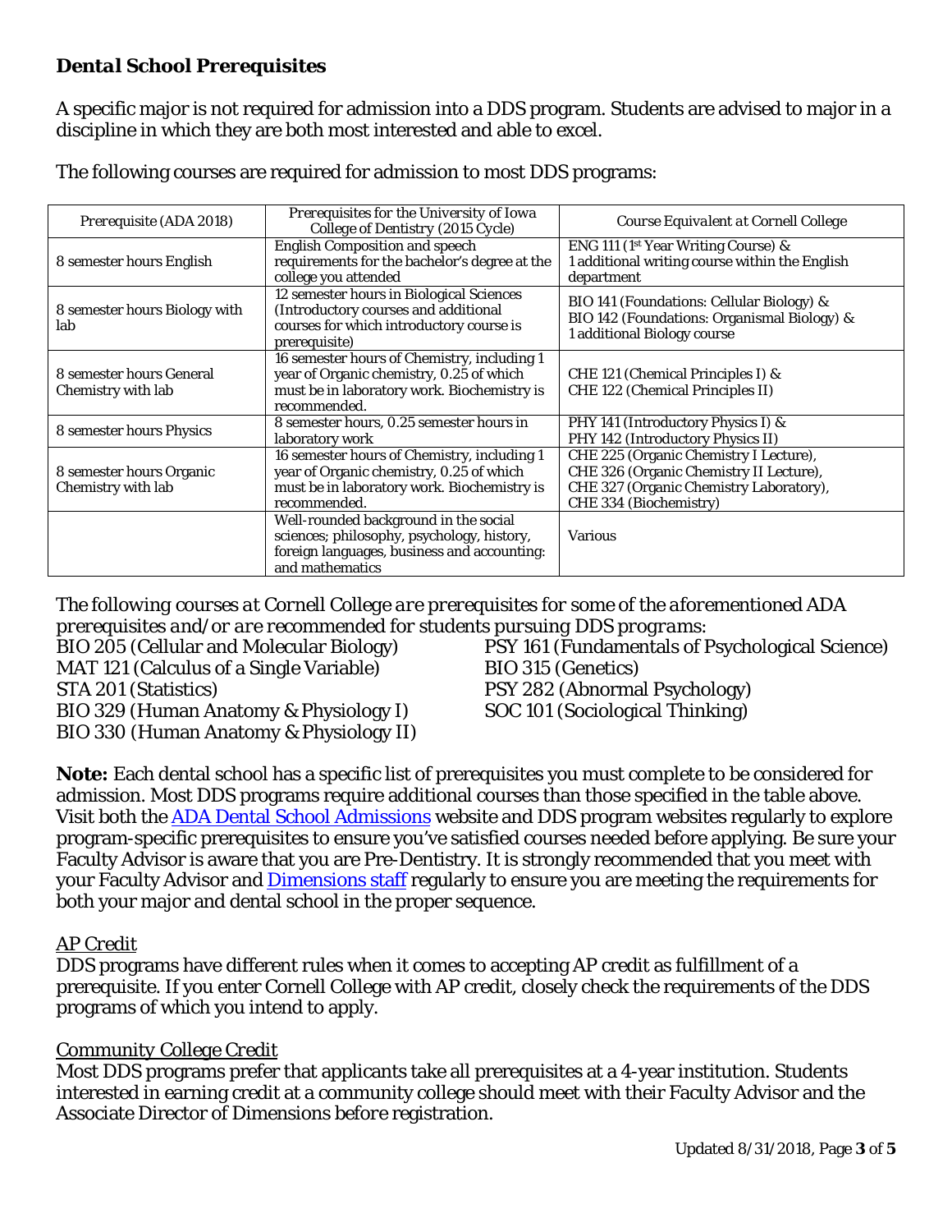### ***Dental School Prerequisites***

A specific major is not required for admission into a DDS program. Students are advised to major in a discipline in which they are both most interested and able to excel.

The following courses are required for admission to most DDS programs:

| *Prerequisite (ADA 2018)* | *Prerequisites for the University of Iowa College of Dentistry (2015 Cycle)* | *Course Equivalent at Cornell College* |
|---|---|---|
| 8 semester hours English | English Composition and speech requirements for the bachelor's degree at the college you attended | ENG 111 (1st Year Writing Course) & 1 additional writing course within the English department |
| 8 semester hours Biology with lab | 12 semester hours in Biological Sciences (Introductory courses and additional courses for which introductory course is prerequisite) | BIO 141 (Foundations: Cellular Biology) & BIO 142 (Foundations: Organismal Biology) & 1 additional Biology course |
| 8 semester hours General Chemistry with lab | 16 semester hours of Chemistry, including 1 year of Organic chemistry, 0.25 of which must be in laboratory work. Biochemistry is recommended. | CHE 121 (Chemical Principles I) & CHE 122 (Chemical Principles II) |
| 8 semester hours Physics | 8 semester hours, 0.25 semester hours in laboratory work | PHY 141 (Introductory Physics I) & PHY 142 (Introductory Physics II) |
| 8 semester hours Organic Chemistry with lab | 16 semester hours of Chemistry, including 1 year of Organic chemistry, 0.25 of which must be in laboratory work. Biochemistry is recommended. | CHE 225 (Organic Chemistry I Lecture), CHE 326 (Organic Chemistry II Lecture), CHE 327 (Organic Chemistry Laboratory), CHE 334 (Biochemistry) |
| | Well-rounded background in the social sciences; philosophy, psychology, history, foreign languages, business and accounting: and mathematics | Various |

*The following courses at Cornell College are prerequisites for some of the aforementioned ADA prerequisites and/or are recommended for students pursuing DDS programs:*

BIO 205 (Cellular and Molecular Biology)
MAT 121 (Calculus of a Single Variable)
STA 201 (Statistics)
BIO 329 (Human Anatomy & Physiology I)
BIO 330 (Human Anatomy & Physiology II)
PSY 161 (Fundamentals of Psychological Science)
BIO 315 (Genetics)
PSY 282 (Abnormal Psychology)
SOC 101 (Sociological Thinking)

**Note:** Each dental school has a specific list of prerequisites you must complete to be considered for admission. Most DDS programs require additional courses than those specified in the table above. Visit both the ADA Dental School Admissions website and DDS program websites regularly to explore program-specific prerequisites to ensure you've satisfied courses needed before applying. Be sure your Faculty Advisor is aware that you are Pre-Dentistry. It is strongly recommended that you meet with your Faculty Advisor and Dimensions staff regularly to ensure you are meeting the requirements for both your major and dental school in the proper sequence.

AP Credit

DDS programs have different rules when it comes to accepting AP credit as fulfillment of a prerequisite. If you enter Cornell College with AP credit, closely check the requirements of the DDS programs of which you intend to apply.

Community College Credit

Most DDS programs prefer that applicants take all prerequisites at a 4-year institution. Students interested in earning credit at a community college should meet with their Faculty Advisor and the Associate Director of Dimensions before registration.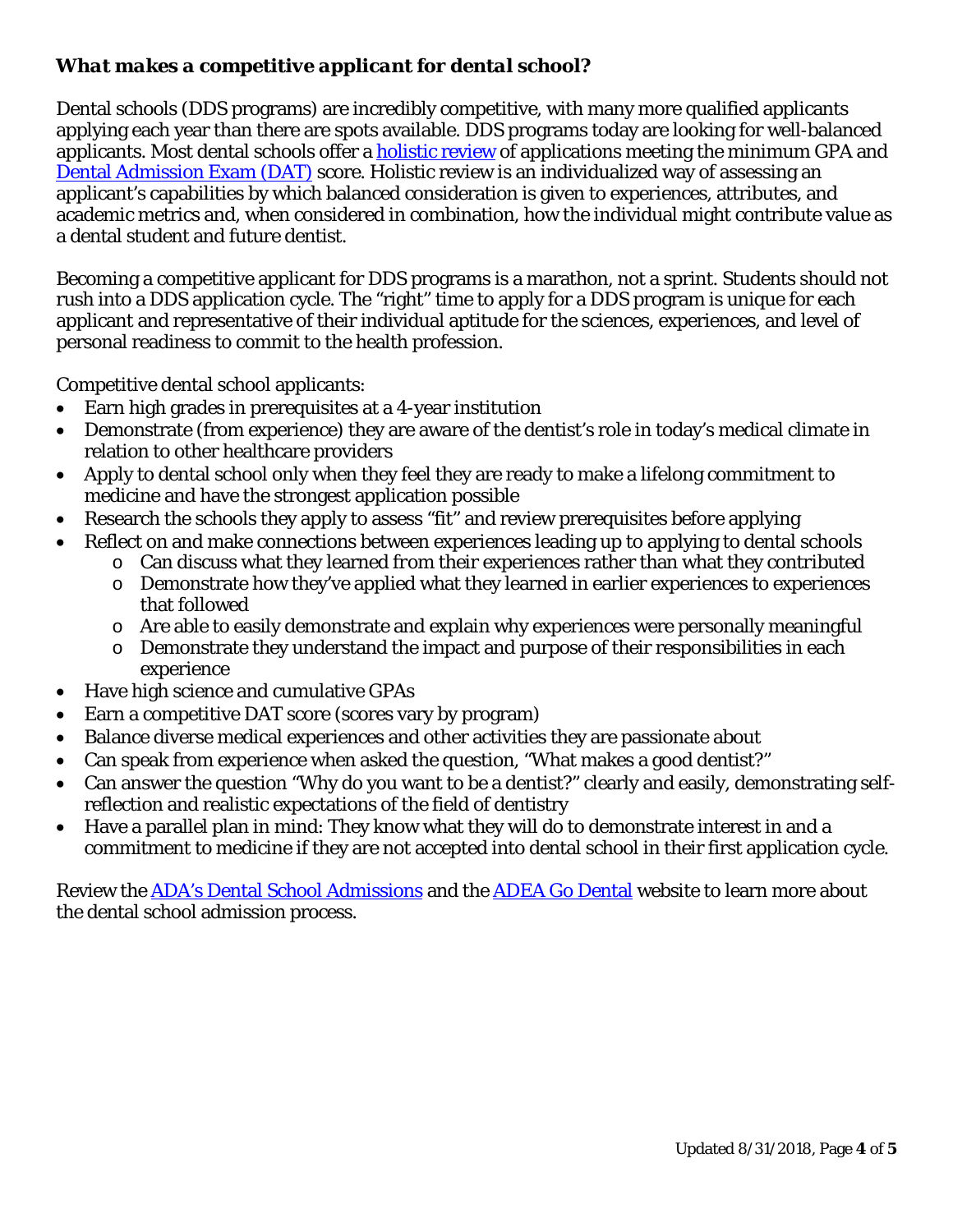### ***What makes a competitive applicant for dental school?***

Dental schools (DDS programs) are incredibly competitive, with many more qualified applicants applying each year than there are spots available. DDS programs today are looking for well-balanced applicants. Most dental schools offer a [holistic review](#) of applications meeting the minimum GPA and [Dental Admission Exam (DAT)](#) score. Holistic review is an individualized way of assessing an applicant's capabilities by which balanced consideration is given to experiences, attributes, and academic metrics and, when considered in combination, how the individual might contribute value as a dental student and future dentist.

Becoming a competitive applicant for DDS programs is a marathon, not a sprint. Students should not rush into a DDS application cycle. The "right" time to apply for a DDS program is unique for each applicant and representative of their individual aptitude for the sciences, experiences, and level of personal readiness to commit to the health profession.

Competitive dental school applicants:

- Earn high grades in prerequisites at a 4-year institution
- Demonstrate (from experience) they are aware of the dentist's role in today's medical climate in relation to other healthcare providers
- Apply to dental school only when they feel they are ready to make a lifelong commitment to medicine and have the strongest application possible
- Research the schools they apply to assess "fit" and review prerequisites before applying
- Reflect on and make connections between experiences leading up to applying to dental schools
  - Can discuss what they learned from their experiences rather than what they contributed
  - Demonstrate how they've applied what they learned in earlier experiences to experiences that followed
  - Are able to easily demonstrate and explain why experiences were personally meaningful
  - Demonstrate they understand the impact and purpose of their responsibilities in each experience
- Have high science and cumulative GPAs
- Earn a competitive DAT score (scores vary by program)
- Balance diverse medical experiences and other activities they are passionate about
- Can speak from experience when asked the question, "What makes a good dentist?"
- Can answer the question "Why do you want to be a dentist?" clearly and easily, demonstrating self-reflection and realistic expectations of the field of dentistry
- Have a parallel plan in mind: They know what they will do to demonstrate interest in and a commitment to medicine if they are not accepted into dental school in their first application cycle.

Review the [ADA's Dental School Admissions](#) and the [ADEA Go Dental](#) website to learn more about the dental school admission process.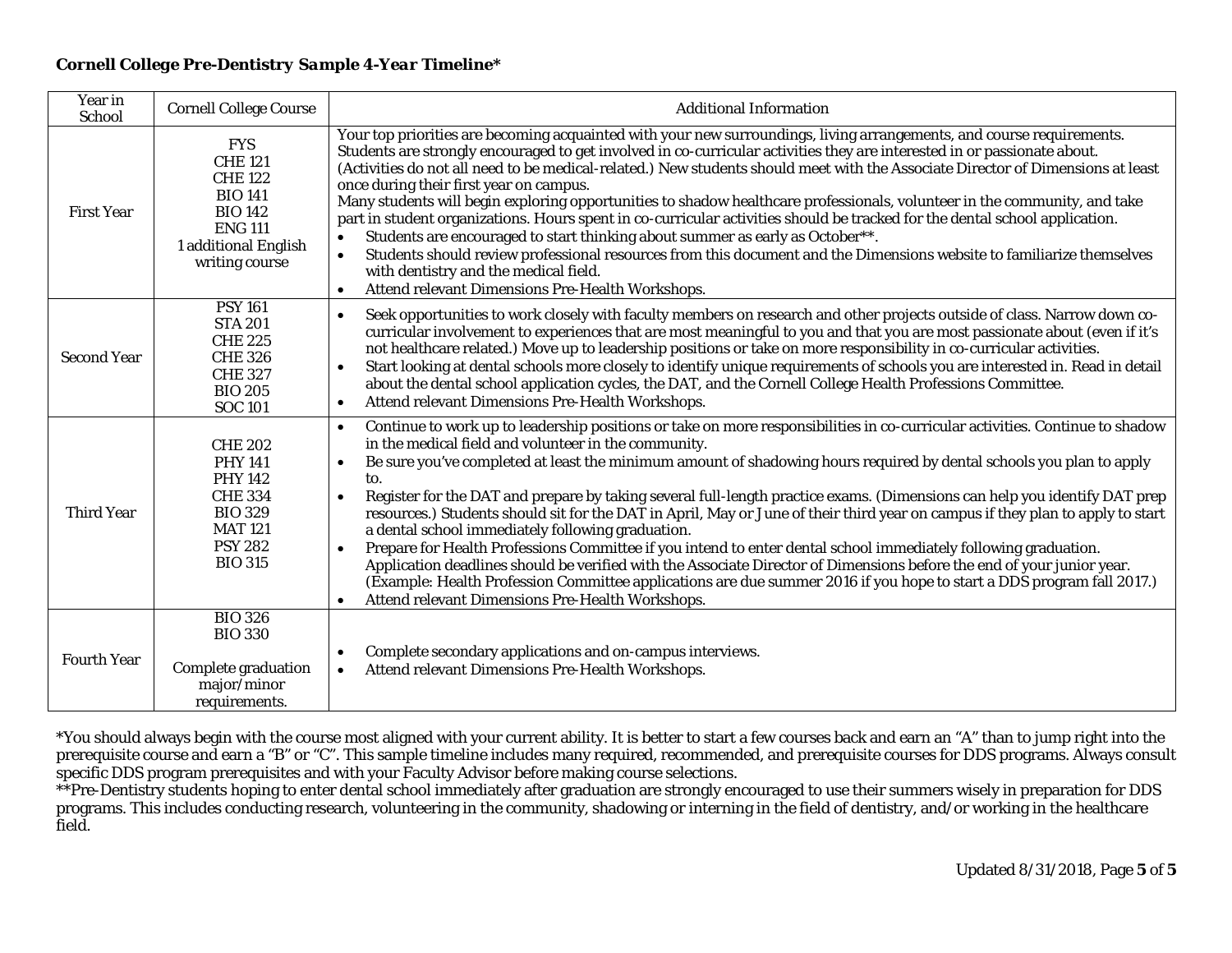***Cornell College Pre-Dentistry Sample 4-Year Timeline****

| Year in School | Cornell College Course | Additional Information |
|---|---|---|
| First Year | FYS<br>CHE 121<br>CHE 122<br>BIO 141<br>BIO 142<br>ENG 111<br>1 additional English writing course | Your top priorities are becoming acquainted with your new surroundings, living arrangements, and course requirements. Students are strongly encouraged to get involved in co-curricular activities they are interested in or passionate about. (Activities do not all need to be medical-related.) New students should meet with the Associate Director of Dimensions at least once during their first year on campus.<br>Many students will begin exploring opportunities to shadow healthcare professionals, volunteer in the community, and take part in student organizations. Hours spent in co-curricular activities should be tracked for the dental school application.<br>• Students are encouraged to start thinking about summer as early as October**.<br>• Students should review professional resources from this document and the Dimensions website to familiarize themselves with dentistry and the medical field.<br>• Attend relevant Dimensions Pre-Health Workshops. |
| Second Year | PSY 161<br>STA 201<br>CHE 225<br>CHE 326<br>CHE 327<br>BIO 205<br>SOC 101 | • Seek opportunities to work closely with faculty members on research and other projects outside of class. Narrow down co-curricular involvement to experiences that are most meaningful to you and that you are most passionate about (even if it's not healthcare related.) Move up to leadership positions or take on more responsibility in co-curricular activities.<br>• Start looking at dental schools more closely to identify unique requirements of schools you are interested in. Read in detail about the dental school application cycles, the DAT, and the Cornell College Health Professions Committee.<br>• Attend relevant Dimensions Pre-Health Workshops. |
| Third Year | CHE 202<br>PHY 141<br>PHY 142<br>CHE 334<br>BIO 329<br>MAT 121<br>PSY 282<br>BIO 315 | • Continue to work up to leadership positions or take on more responsibilities in co-curricular activities. Continue to shadow in the medical field and volunteer in the community.<br>• Be sure you've completed at least the minimum amount of shadowing hours required by dental schools you plan to apply to.<br>• Register for the DAT and prepare by taking several full-length practice exams. (Dimensions can help you identify DAT prep resources.) Students should sit for the DAT in April, May or June of their third year on campus if they plan to apply to start a dental school immediately following graduation.<br>• Prepare for Health Professions Committee if you intend to enter dental school immediately following graduation. Application deadlines should be verified with the Associate Director of Dimensions before the end of your junior year. (Example: Health Profession Committee applications are due summer 2016 if you hope to start a DDS program fall 2017.)<br>• Attend relevant Dimensions Pre-Health Workshops. |
| Fourth Year | BIO 326<br>BIO 330<br><br>Complete graduation major/minor requirements. | • Complete secondary applications and on-campus interviews.<br>• Attend relevant Dimensions Pre-Health Workshops. |

*You should always begin with the course most aligned with your current ability. It is better to start a few courses back and earn an "A" than to jump right into the prerequisite course and earn a "B" or "C". This sample timeline includes many required, recommended, and prerequisite courses for DDS programs. Always consult specific DDS program prerequisites and with your Faculty Advisor before making course selections.

**Pre-Dentistry students hoping to enter dental school immediately after graduation are strongly encouraged to use their summers wisely in preparation for DDS programs. This includes conducting research, volunteering in the community, shadowing or interning in the field of dentistry, and/or working in the healthcare field.

Updated 8/31/2018